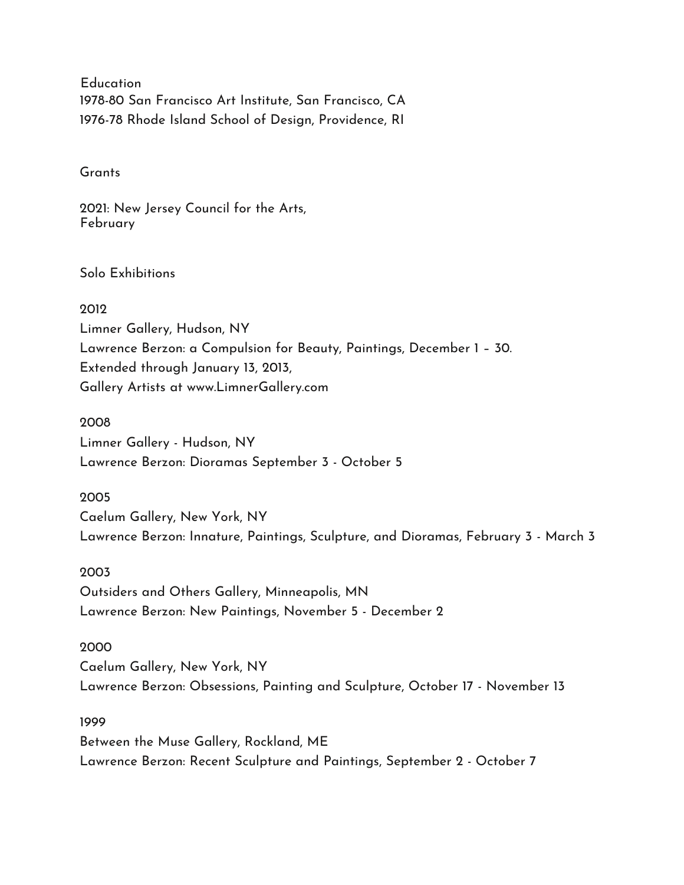## Education

1978-80 San Francisco Art Institute, San Francisco, CA
1976-78 Rhode Island School of Design, Providence, RI

## Grants

2021: New Jersey Council for the Arts,
February

## Solo Exhibitions

2012
Limner Gallery, Hudson, NY
Lawrence Berzon: a Compulsion for Beauty, Paintings, December 1 – 30.
Extended through January 13, 2013,
Gallery Artists at www.LimnerGallery.com

2008
Limner Gallery - Hudson, NY
Lawrence Berzon: Dioramas September 3 - October 5

2005
Caelum Gallery, New York, NY
Lawrence Berzon: Innature, Paintings, Sculpture, and Dioramas, February 3 - March 3

2003
Outsiders and Others Gallery, Minneapolis, MN
Lawrence Berzon: New Paintings, November 5 - December 2

2000
Caelum Gallery, New York, NY
Lawrence Berzon: Obsessions, Painting and Sculpture, October 17 - November 13

1999
Between the Muse Gallery, Rockland, ME
Lawrence Berzon: Recent Sculpture and Paintings, September 2 - October 7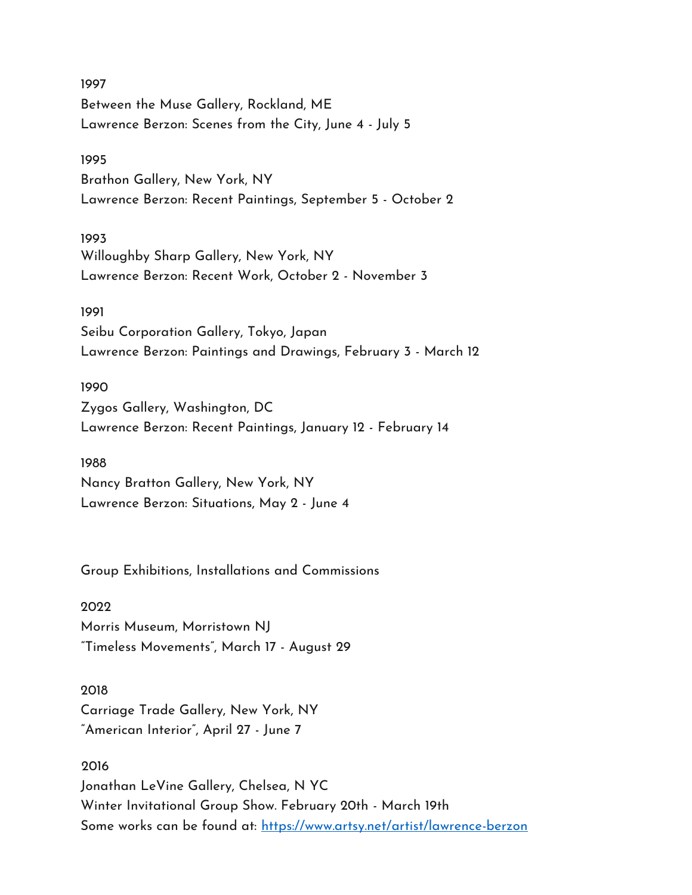1997
Between the Muse Gallery, Rockland, ME
Lawrence Berzon: Scenes from the City, June 4 - July 5

1995
Brathon Gallery, New York, NY
Lawrence Berzon: Recent Paintings, September 5 - October 2

1993
Willoughby Sharp Gallery, New York, NY
Lawrence Berzon: Recent Work, October 2 - November 3

1991
Seibu Corporation Gallery, Tokyo, Japan
Lawrence Berzon: Paintings and Drawings, February 3 - March 12

1990
Zygos Gallery, Washington, DC
Lawrence Berzon: Recent Paintings, January 12 - February 14

1988
Nancy Bratton Gallery, New York, NY
Lawrence Berzon: Situations, May 2 - June 4

## Group Exhibitions, Installations and Commissions

2022
Morris Museum, Morristown NJ
"Timeless Movements", March 17 - August 29

2018
Carriage Trade Gallery, New York, NY
"American Interior", April 27 - June 7

2016
Jonathan LeVine Gallery, Chelsea, N YC
Winter Invitational Group Show. February 20th - March 19th
Some works can be found at: [https://www.artsy.net/artist/lawrence-berzon](https://www.artsy.net/artist/lawrence-berzon)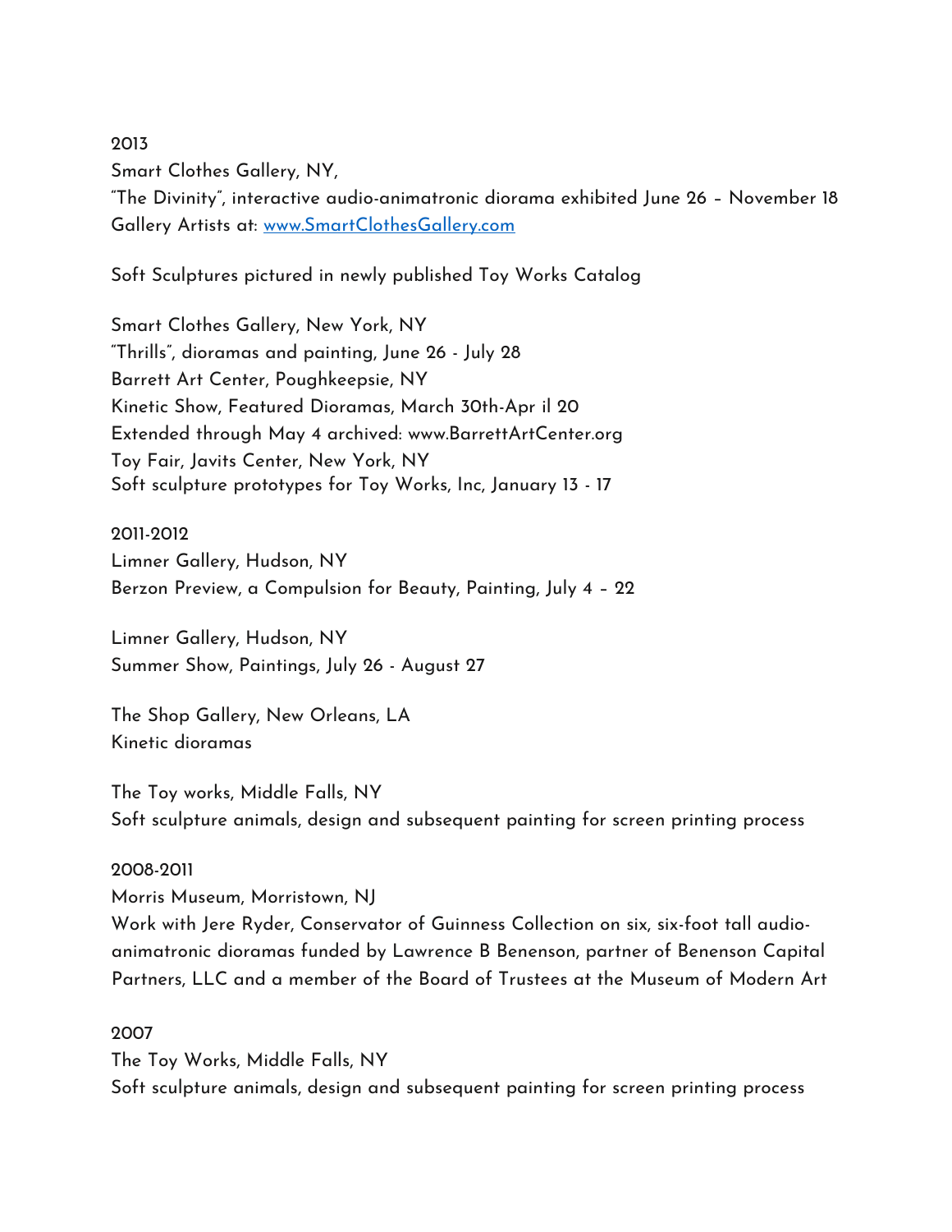2013

Smart Clothes Gallery, NY,
"The Divinity", interactive audio-animatronic diorama exhibited June 26 – November 18
Gallery Artists at: [www.SmartClothesGallery.com](http://www.SmartClothesGallery.com)

Soft Sculptures pictured in newly published Toy Works Catalog

Smart Clothes Gallery, New York, NY
"Thrills", dioramas and painting, June 26 - July 28
Barrett Art Center, Poughkeepsie, NY
Kinetic Show, Featured Dioramas, March 30th-Apr il 20
Extended through May 4 archived: www.BarrettArtCenter.org
Toy Fair, Javits Center, New York, NY
Soft sculpture prototypes for Toy Works, Inc, January 13 - 17

2011-2012

Limner Gallery, Hudson, NY
Berzon Preview, a Compulsion for Beauty, Painting, July 4 – 22

Limner Gallery, Hudson, NY
Summer Show, Paintings, July 26 - August 27

The Shop Gallery, New Orleans, LA
Kinetic dioramas

The Toy works, Middle Falls, NY
Soft sculpture animals, design and subsequent painting for screen printing process

2008-2011

Morris Museum, Morristown, NJ
Work with Jere Ryder, Conservator of Guinness Collection on six, six-foot tall audio-animatronic dioramas funded by Lawrence B Benenson, partner of Benenson Capital Partners, LLC and a member of the Board of Trustees at the Museum of Modern Art

2007

The Toy Works, Middle Falls, NY
Soft sculpture animals, design and subsequent painting for screen printing process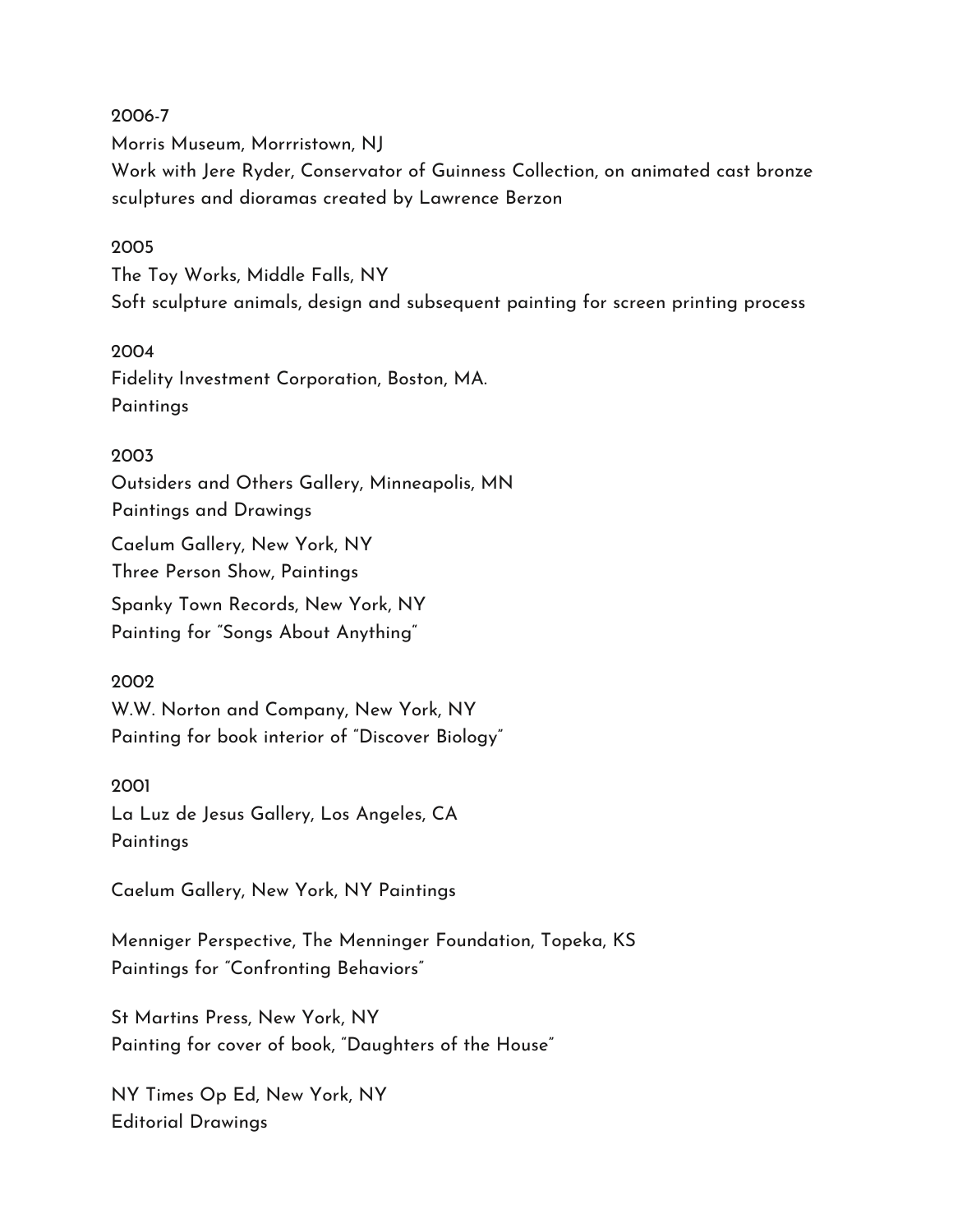2006-7

Morris Museum, Morrristown, NJ
Work with Jere Ryder, Conservator of Guinness Collection, on animated cast bronze sculptures and dioramas created by Lawrence Berzon

2005

The Toy Works, Middle Falls, NY
Soft sculpture animals, design and subsequent painting for screen printing process

2004

Fidelity Investment Corporation, Boston, MA.
Paintings

2003

Outsiders and Others Gallery, Minneapolis, MN
Paintings and Drawings

Caelum Gallery, New York, NY
Three Person Show, Paintings

Spanky Town Records, New York, NY
Painting for "Songs About Anything"

2002

W.W. Norton and Company, New York, NY
Painting for book interior of "Discover Biology"

2001

La Luz de Jesus Gallery, Los Angeles, CA
Paintings

Caelum Gallery, New York, NY Paintings

Menniger Perspective, The Menninger Foundation, Topeka, KS
Paintings for "Confronting Behaviors"

St Martins Press, New York, NY
Painting for cover of book, "Daughters of the House"

NY Times Op Ed, New York, NY
Editorial Drawings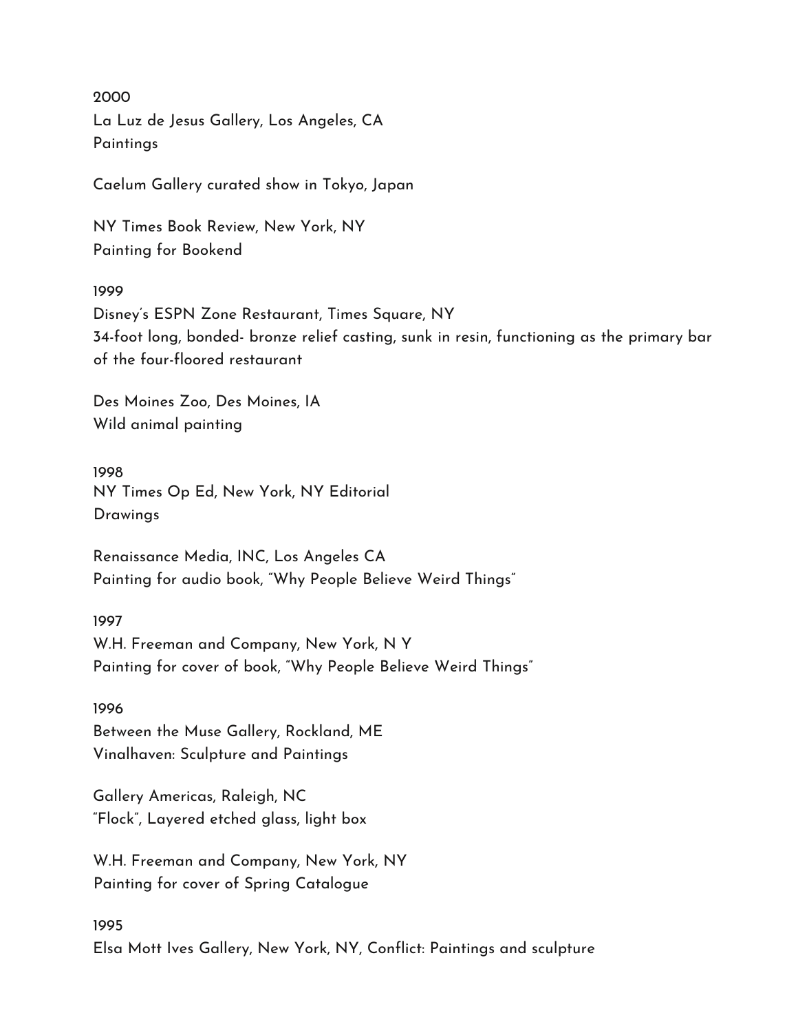2000
La Luz de Jesus Gallery, Los Angeles, CA
Paintings

Caelum Gallery curated show in Tokyo, Japan

NY Times Book Review, New York, NY
Painting for Bookend

1999
Disney's ESPN Zone Restaurant, Times Square, NY
34-foot long, bonded- bronze relief casting, sunk in resin, functioning as the primary bar of the four-floored restaurant

Des Moines Zoo, Des Moines, IA
Wild animal painting

1998
NY Times Op Ed, New York, NY Editorial
Drawings

Renaissance Media, INC, Los Angeles CA
Painting for audio book, "Why People Believe Weird Things"

1997
W.H. Freeman and Company, New York, N Y
Painting for cover of book, "Why People Believe Weird Things"

1996
Between the Muse Gallery, Rockland, ME
Vinalhaven: Sculpture and Paintings

Gallery Americas, Raleigh, NC
"Flock", Layered etched glass, light box

W.H. Freeman and Company, New York, NY
Painting for cover of Spring Catalogue

1995
Elsa Mott Ives Gallery, New York, NY, Conflict: Paintings and sculpture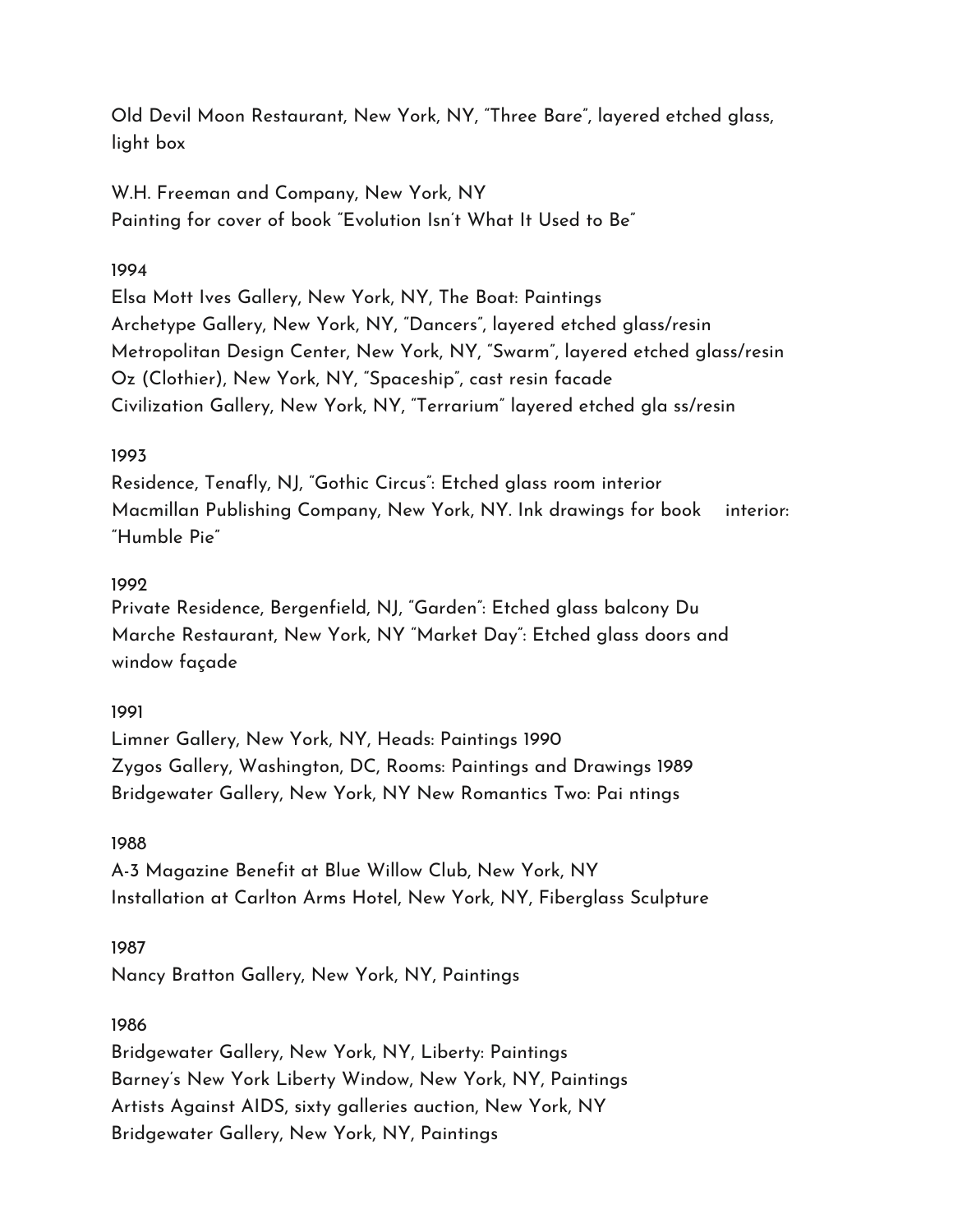Old Devil Moon Restaurant, New York, NY, "Three Bare", layered etched glass, light box

W.H. Freeman and Company, New York, NY
Painting for cover of book "Evolution Isn't What It Used to Be"

1994
Elsa Mott Ives Gallery, New York, NY, The Boat: Paintings
Archetype Gallery, New York, NY, "Dancers", layered etched glass/resin
Metropolitan Design Center, New York, NY, "Swarm", layered etched glass/resin
Oz (Clothier), New York, NY, "Spaceship", cast resin facade
Civilization Gallery, New York, NY, "Terrarium" layered etched gla ss/resin

1993
Residence, Tenafly, NJ, "Gothic Circus": Etched glass room interior
Macmillan Publishing Company, New York, NY. Ink drawings for book interior: "Humble Pie"

1992
Private Residence, Bergenfield, NJ, "Garden": Etched glass balcony Du Marche Restaurant, New York, NY "Market Day": Etched glass doors and window façade

1991
Limner Gallery, New York, NY, Heads: Paintings 1990
Zygos Gallery, Washington, DC, Rooms: Paintings and Drawings 1989
Bridgewater Gallery, New York, NY New Romantics Two: Pai ntings

1988
A-3 Magazine Benefit at Blue Willow Club, New York, NY
Installation at Carlton Arms Hotel, New York, NY, Fiberglass Sculpture

1987
Nancy Bratton Gallery, New York, NY, Paintings

1986
Bridgewater Gallery, New York, NY, Liberty: Paintings
Barney's New York Liberty Window, New York, NY, Paintings
Artists Against AIDS, sixty galleries auction, New York, NY
Bridgewater Gallery, New York, NY, Paintings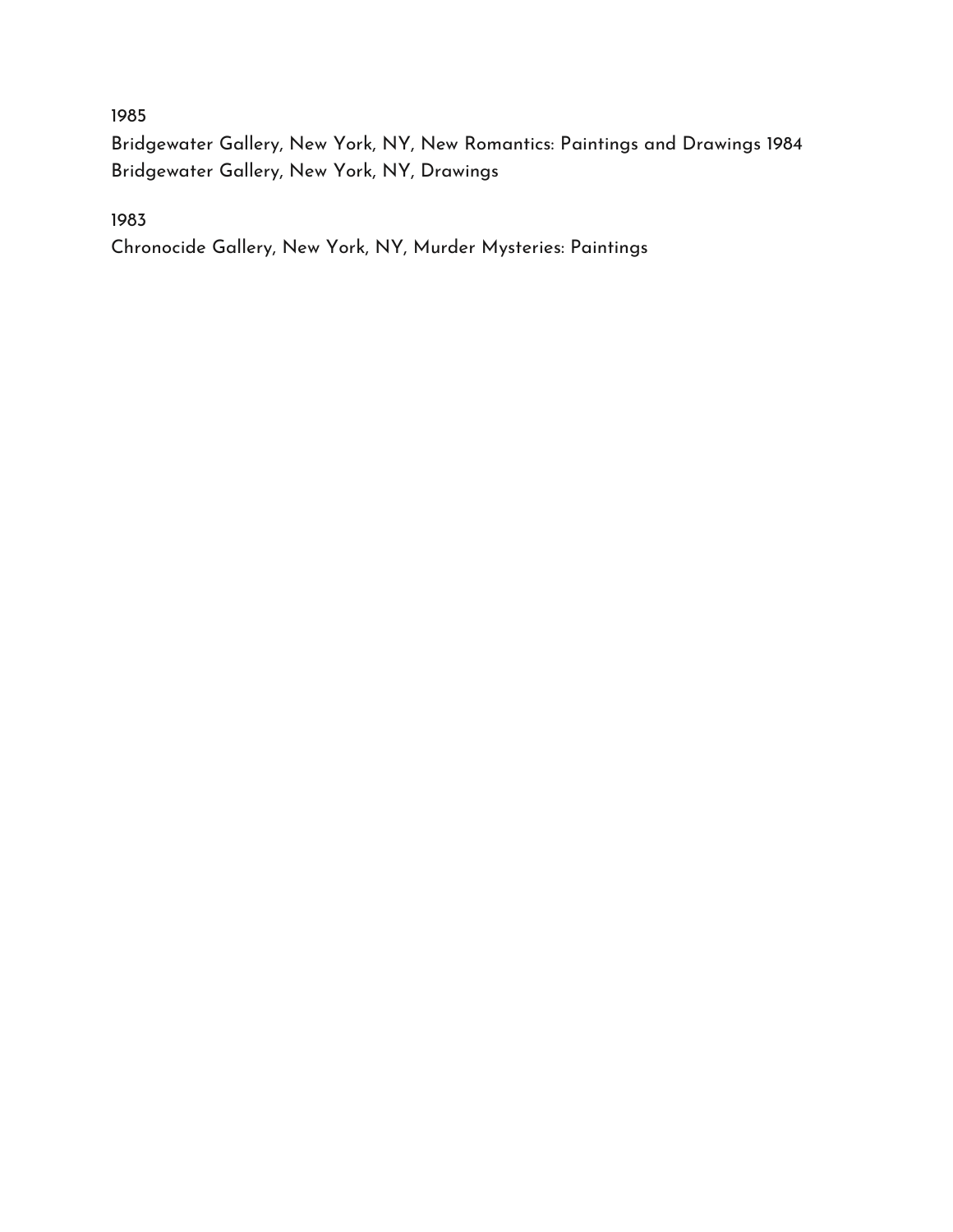1985

Bridgewater Gallery, New York, NY, New Romantics: Paintings and Drawings 1984
Bridgewater Gallery, New York, NY, Drawings

1983

Chronocide Gallery, New York, NY, Murder Mysteries: Paintings